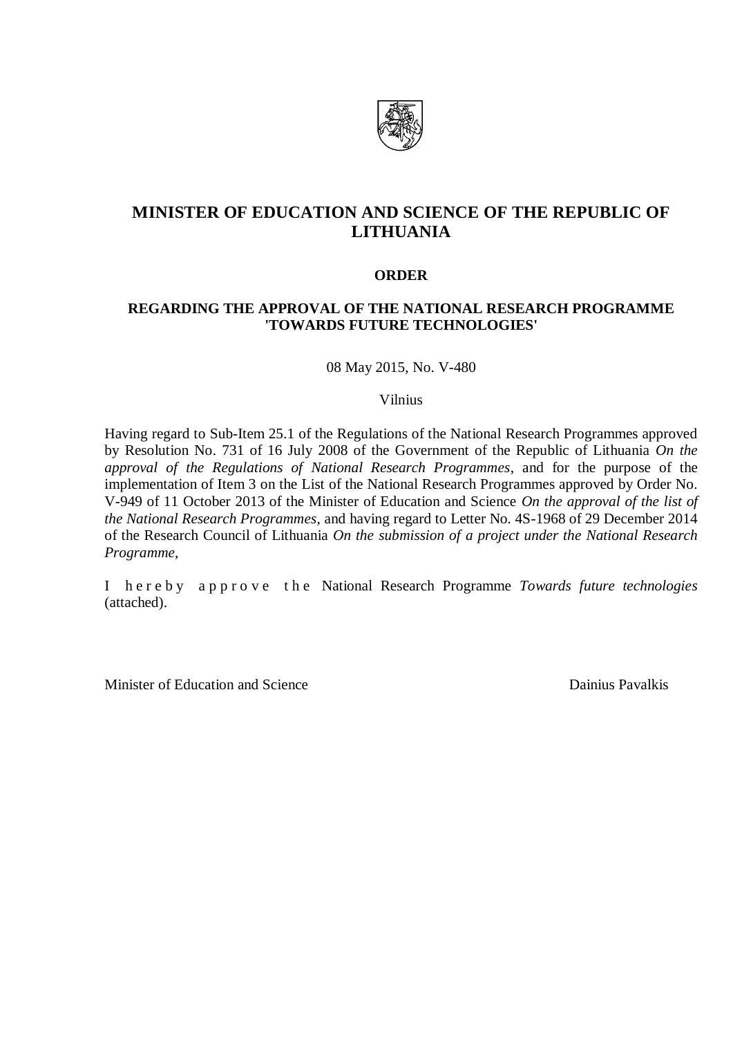# MINISTER OF EDUCATION AND SCIENCE OF THE REPUBLIC OF LITHUANIA

## ORDER

### REGARDING THE APPROVAL OF THE NATIONAL RESEARCH PROGRAMME 'TOWARDS FUTURE TECHNOLOGIES'

08 May 2015, No. V-480

Vilnius

Having regard to Sub-Item 25.1 of the Regulations of the National Research Programmes approved by Resolution No. 731 of 16 July 2008 of the Government of the Republic of Lithuania *On the approval of the Regulations of National Research Programmes*, and for the purpose of the implementation of Item 3 on the List of the National Research Programmes approved by Order No. V-949 of 11 October 2013 of the Minister of Education and Science *On the approval of the list of the National Research Programmes*, and having regard to Letter No. 4S-1968 of 29 December 2014 of the Research Council of Lithuania *On the submission of a project under the National Research Programme*,

I h e r e b y a p p r o v e t h e National Research Programme *Towards future technologies* (attached).

Minister of Education and Science Dainius Pavalkis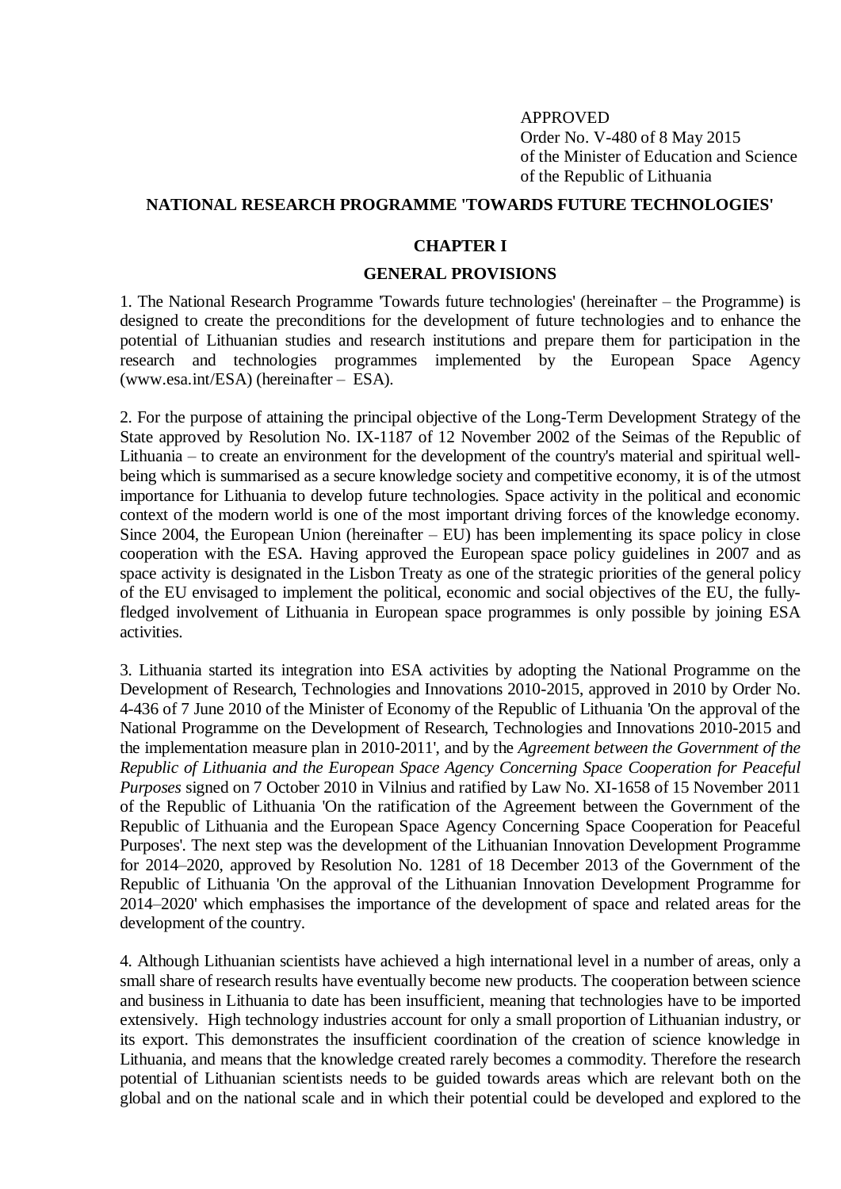APPROVED
Order No. V-480 of 8 May 2015
of the Minister of Education and Science
of the Republic of Lithuania

# NATIONAL RESEARCH PROGRAMME 'TOWARDS FUTURE TECHNOLOGIES'

## CHAPTER I

## GENERAL PROVISIONS

1. The National Research Programme 'Towards future technologies' (hereinafter – the Programme) is designed to create the preconditions for the development of future technologies and to enhance the potential of Lithuanian studies and research institutions and prepare them for participation in the research and technologies programmes implemented by the European Space Agency (www.esa.int/ESA) (hereinafter – ESA).

2. For the purpose of attaining the principal objective of the Long-Term Development Strategy of the State approved by Resolution No. IX-1187 of 12 November 2002 of the Seimas of the Republic of Lithuania – to create an environment for the development of the country's material and spiritual well-being which is summarised as a secure knowledge society and competitive economy, it is of the utmost importance for Lithuania to develop future technologies. Space activity in the political and economic context of the modern world is one of the most important driving forces of the knowledge economy. Since 2004, the European Union (hereinafter – EU) has been implementing its space policy in close cooperation with the ESA. Having approved the European space policy guidelines in 2007 and as space activity is designated in the Lisbon Treaty as one of the strategic priorities of the general policy of the EU envisaged to implement the political, economic and social objectives of the EU, the fully-fledged involvement of Lithuania in European space programmes is only possible by joining ESA activities.

3. Lithuania started its integration into ESA activities by adopting the National Programme on the Development of Research, Technologies and Innovations 2010-2015, approved in 2010 by Order No. 4-436 of 7 June 2010 of the Minister of Economy of the Republic of Lithuania 'On the approval of the National Programme on the Development of Research, Technologies and Innovations 2010-2015 and the implementation measure plan in 2010-2011', and by the *Agreement between the Government of the Republic of Lithuania and the European Space Agency Concerning Space Cooperation for Peaceful Purposes* signed on 7 October 2010 in Vilnius and ratified by Law No. XI-1658 of 15 November 2011 of the Republic of Lithuania 'On the ratification of the Agreement between the Government of the Republic of Lithuania and the European Space Agency Concerning Space Cooperation for Peaceful Purposes'. The next step was the development of the Lithuanian Innovation Development Programme for 2014–2020, approved by Resolution No. 1281 of 18 December 2013 of the Government of the Republic of Lithuania 'On the approval of the Lithuanian Innovation Development Programme for 2014–2020' which emphasises the importance of the development of space and related areas for the development of the country.

4. Although Lithuanian scientists have achieved a high international level in a number of areas, only a small share of research results have eventually become new products. The cooperation between science and business in Lithuania to date has been insufficient, meaning that technologies have to be imported extensively. High technology industries account for only a small proportion of Lithuanian industry, or its export. This demonstrates the insufficient coordination of the creation of science knowledge in Lithuania, and means that the knowledge created rarely becomes a commodity. Therefore the research potential of Lithuanian scientists needs to be guided towards areas which are relevant both on the global and on the national scale and in which their potential could be developed and explored to the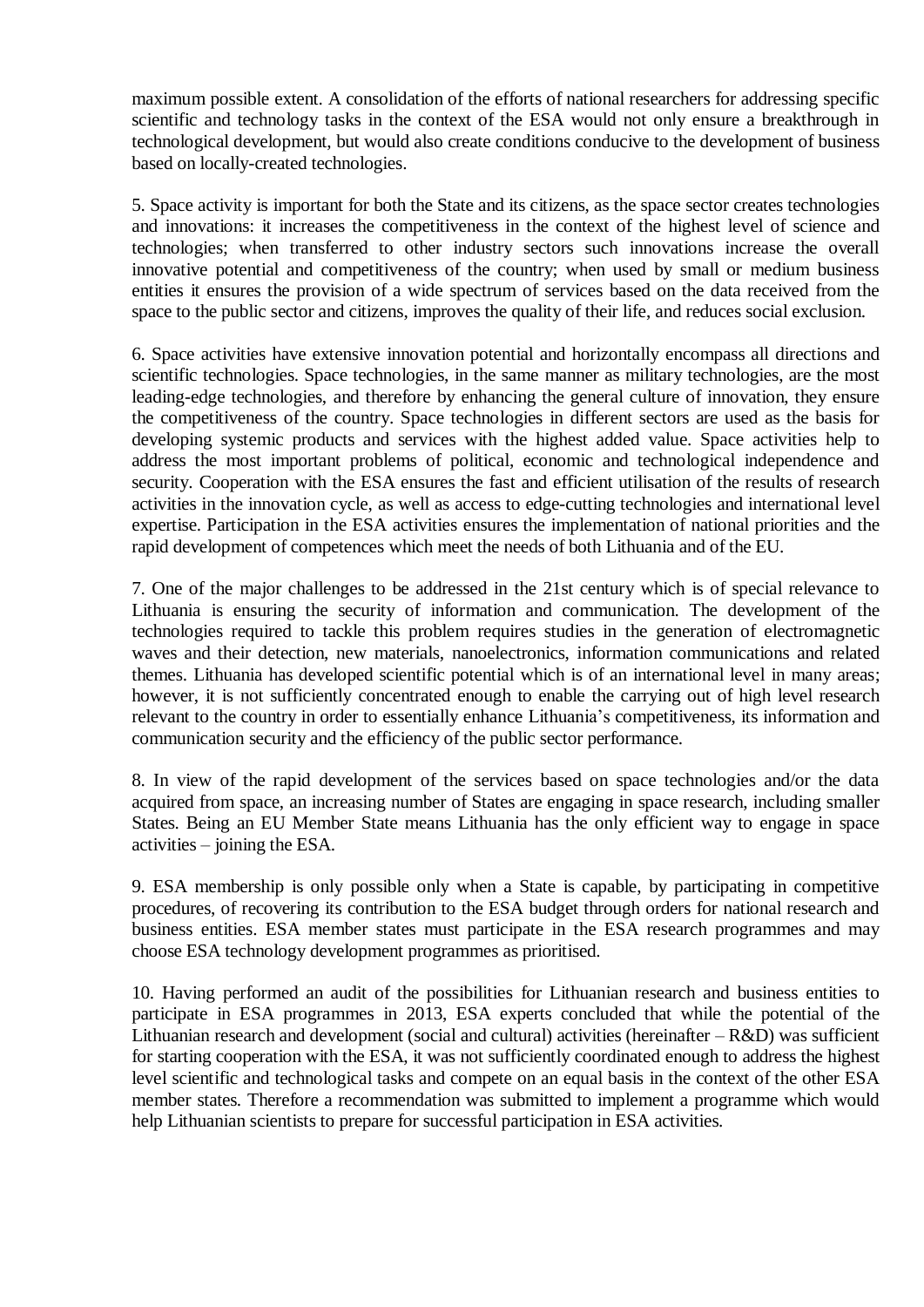maximum possible extent. A consolidation of the efforts of national researchers for addressing specific scientific and technology tasks in the context of the ESA would not only ensure a breakthrough in technological development, but would also create conditions conducive to the development of business based on locally-created technologies.

5. Space activity is important for both the State and its citizens, as the space sector creates technologies and innovations: it increases the competitiveness in the context of the highest level of science and technologies; when transferred to other industry sectors such innovations increase the overall innovative potential and competitiveness of the country; when used by small or medium business entities it ensures the provision of a wide spectrum of services based on the data received from the space to the public sector and citizens, improves the quality of their life, and reduces social exclusion.

6. Space activities have extensive innovation potential and horizontally encompass all directions and scientific technologies. Space technologies, in the same manner as military technologies, are the most leading-edge technologies, and therefore by enhancing the general culture of innovation, they ensure the competitiveness of the country. Space technologies in different sectors are used as the basis for developing systemic products and services with the highest added value. Space activities help to address the most important problems of political, economic and technological independence and security. Cooperation with the ESA ensures the fast and efficient utilisation of the results of research activities in the innovation cycle, as well as access to edge-cutting technologies and international level expertise. Participation in the ESA activities ensures the implementation of national priorities and the rapid development of competences which meet the needs of both Lithuania and of the EU.

7. One of the major challenges to be addressed in the 21st century which is of special relevance to Lithuania is ensuring the security of information and communication. The development of the technologies required to tackle this problem requires studies in the generation of electromagnetic waves and their detection, new materials, nanoelectronics, information communications and related themes. Lithuania has developed scientific potential which is of an international level in many areas; however, it is not sufficiently concentrated enough to enable the carrying out of high level research relevant to the country in order to essentially enhance Lithuania's competitiveness, its information and communication security and the efficiency of the public sector performance.

8. In view of the rapid development of the services based on space technologies and/or the data acquired from space, an increasing number of States are engaging in space research, including smaller States. Being an EU Member State means Lithuania has the only efficient way to engage in space activities – joining the ESA.

9. ESA membership is only possible only when a State is capable, by participating in competitive procedures, of recovering its contribution to the ESA budget through orders for national research and business entities. ESA member states must participate in the ESA research programmes and may choose ESA technology development programmes as prioritised.

10. Having performed an audit of the possibilities for Lithuanian research and business entities to participate in ESA programmes in 2013, ESA experts concluded that while the potential of the Lithuanian research and development (social and cultural) activities (hereinafter – R&D) was sufficient for starting cooperation with the ESA, it was not sufficiently coordinated enough to address the highest level scientific and technological tasks and compete on an equal basis in the context of the other ESA member states. Therefore a recommendation was submitted to implement a programme which would help Lithuanian scientists to prepare for successful participation in ESA activities.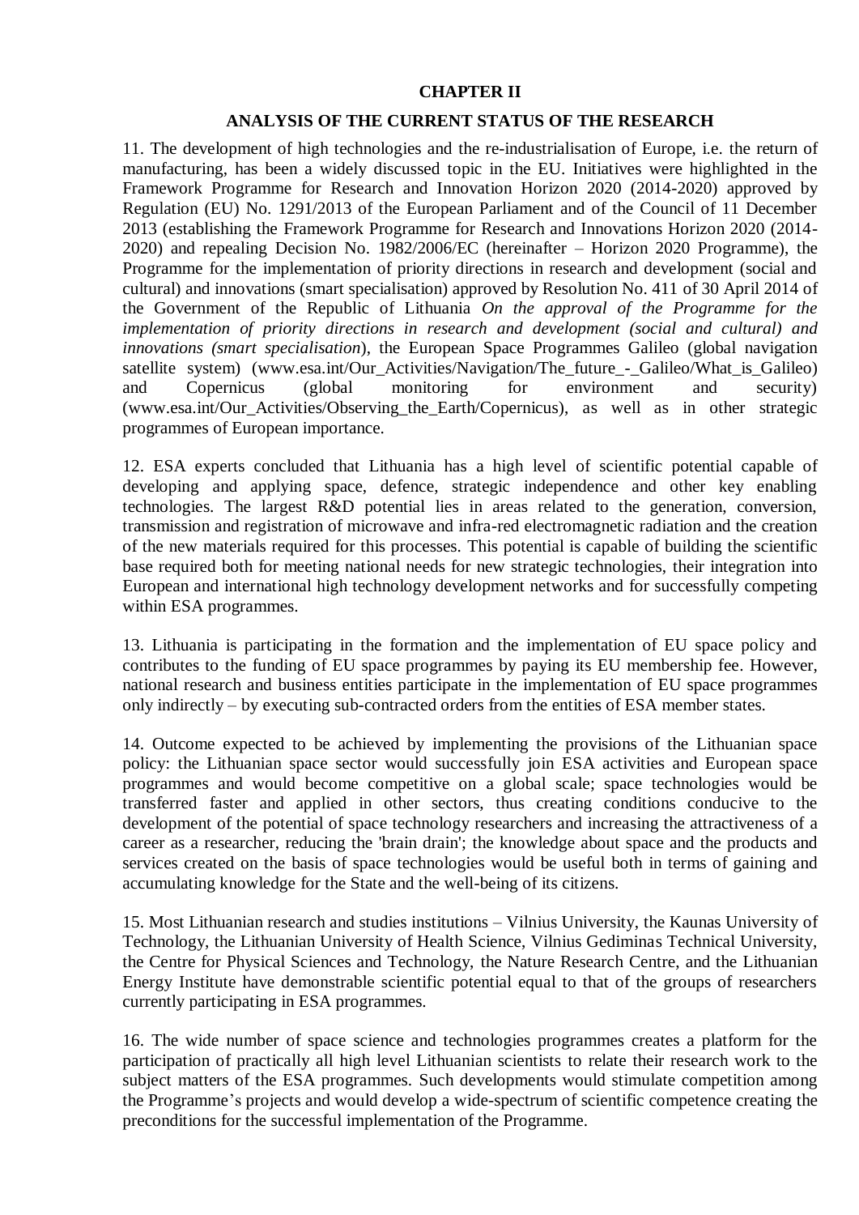**CHAPTER II**

**ANALYSIS OF THE CURRENT STATUS OF THE RESEARCH**

11. The development of high technologies and the re-industrialisation of Europe, i.e. the return of manufacturing, has been a widely discussed topic in the EU. Initiatives were highlighted in the Framework Programme for Research and Innovation Horizon 2020 (2014-2020) approved by Regulation (EU) No. 1291/2013 of the European Parliament and of the Council of 11 December 2013 (establishing the Framework Programme for Research and Innovations Horizon 2020 (2014-2020) and repealing Decision No. 1982/2006/EC (hereinafter – Horizon 2020 Programme), the Programme for the implementation of priority directions in research and development (social and cultural) and innovations (smart specialisation) approved by Resolution No. 411 of 30 April 2014 of the Government of the Republic of Lithuania *On the approval of the Programme for the implementation of priority directions in research and development (social and cultural) and innovations (smart specialisation*), the European Space Programmes Galileo (global navigation satellite system) (www.esa.int/Our_Activities/Navigation/The_future_-_Galileo/What_is_Galileo) and Copernicus (global monitoring for environment and security) (www.esa.int/Our_Activities/Observing_the_Earth/Copernicus), as well as in other strategic programmes of European importance.

12. ESA experts concluded that Lithuania has a high level of scientific potential capable of developing and applying space, defence, strategic independence and other key enabling technologies. The largest R&D potential lies in areas related to the generation, conversion, transmission and registration of microwave and infra-red electromagnetic radiation and the creation of the new materials required for this processes. This potential is capable of building the scientific base required both for meeting national needs for new strategic technologies, their integration into European and international high technology development networks and for successfully competing within ESA programmes.

13. Lithuania is participating in the formation and the implementation of EU space policy and contributes to the funding of EU space programmes by paying its EU membership fee. However, national research and business entities participate in the implementation of EU space programmes only indirectly – by executing sub-contracted orders from the entities of ESA member states.

14. Outcome expected to be achieved by implementing the provisions of the Lithuanian space policy: the Lithuanian space sector would successfully join ESA activities and European space programmes and would become competitive on a global scale; space technologies would be transferred faster and applied in other sectors, thus creating conditions conducive to the development of the potential of space technology researchers and increasing the attractiveness of a career as a researcher, reducing the 'brain drain'; the knowledge about space and the products and services created on the basis of space technologies would be useful both in terms of gaining and accumulating knowledge for the State and the well-being of its citizens.

15. Most Lithuanian research and studies institutions – Vilnius University, the Kaunas University of Technology, the Lithuanian University of Health Science, Vilnius Gediminas Technical University, the Centre for Physical Sciences and Technology, the Nature Research Centre, and the Lithuanian Energy Institute have demonstrable scientific potential equal to that of the groups of researchers currently participating in ESA programmes.

16. The wide number of space science and technologies programmes creates a platform for the participation of practically all high level Lithuanian scientists to relate their research work to the subject matters of the ESA programmes. Such developments would stimulate competition among the Programme's projects and would develop a wide-spectrum of scientific competence creating the preconditions for the successful implementation of the Programme.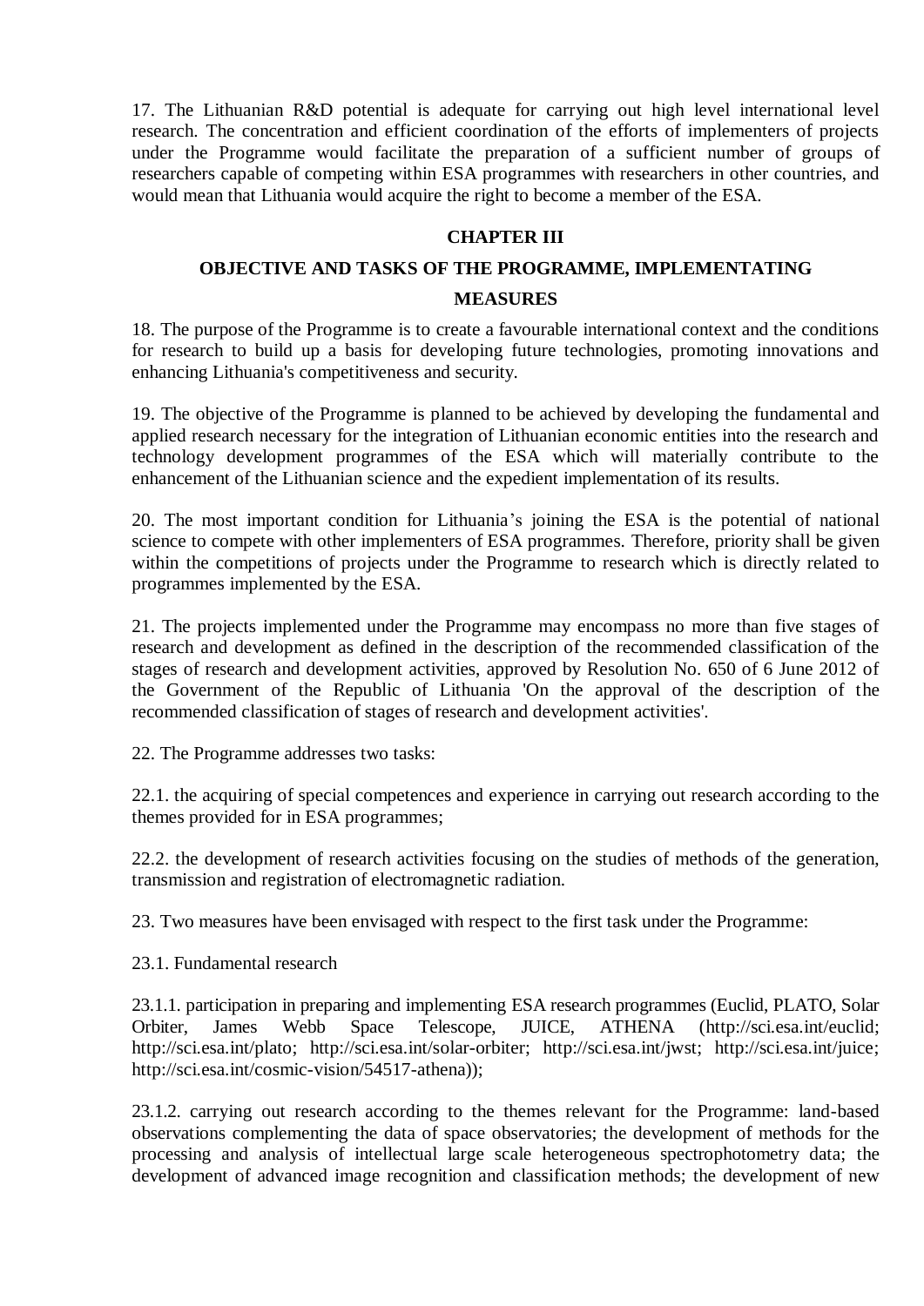17. The Lithuanian R&D potential is adequate for carrying out high level international level research. The concentration and efficient coordination of the efforts of implementers of projects under the Programme would facilitate the preparation of a sufficient number of groups of researchers capable of competing within ESA programmes with researchers in other countries, and would mean that Lithuania would acquire the right to become a member of the ESA.

## CHAPTER III

## OBJECTIVE AND TASKS OF THE PROGRAMME, IMPLEMENTATING MEASURES

18. The purpose of the Programme is to create a favourable international context and the conditions for research to build up a basis for developing future technologies, promoting innovations and enhancing Lithuania's competitiveness and security.

19. The objective of the Programme is planned to be achieved by developing the fundamental and applied research necessary for the integration of Lithuanian economic entities into the research and technology development programmes of the ESA which will materially contribute to the enhancement of the Lithuanian science and the expedient implementation of its results.

20. The most important condition for Lithuania's joining the ESA is the potential of national science to compete with other implementers of ESA programmes. Therefore, priority shall be given within the competitions of projects under the Programme to research which is directly related to programmes implemented by the ESA.

21. The projects implemented under the Programme may encompass no more than five stages of research and development as defined in the description of the recommended classification of the stages of research and development activities, approved by Resolution No. 650 of 6 June 2012 of the Government of the Republic of Lithuania 'On the approval of the description of the recommended classification of stages of research and development activities'.

22. The Programme addresses two tasks:

22.1. the acquiring of special competences and experience in carrying out research according to the themes provided for in ESA programmes;

22.2. the development of research activities focusing on the studies of methods of the generation, transmission and registration of electromagnetic radiation.

23. Two measures have been envisaged with respect to the first task under the Programme:

23.1. Fundamental research

23.1.1. participation in preparing and implementing ESA research programmes (Euclid, PLATO, Solar Orbiter, James Webb Space Telescope, JUICE, ATHENA (http://sci.esa.int/euclid; http://sci.esa.int/plato; http://sci.esa.int/solar-orbiter; http://sci.esa.int/jwst; http://sci.esa.int/juice; http://sci.esa.int/cosmic-vision/54517-athena));

23.1.2. carrying out research according to the themes relevant for the Programme: land-based observations complementing the data of space observatories; the development of methods for the processing and analysis of intellectual large scale heterogeneous spectrophotometry data; the development of advanced image recognition and classification methods; the development of new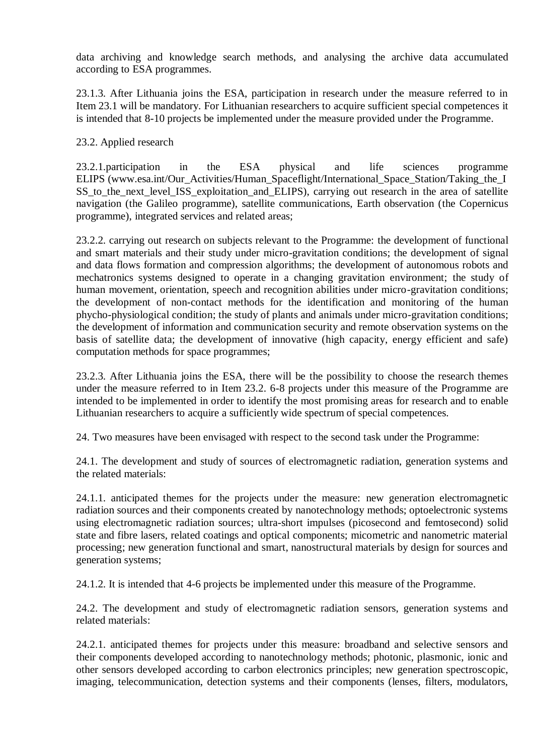data archiving and knowledge search methods, and analysing the archive data accumulated according to ESA programmes.

23.1.3. After Lithuania joins the ESA, participation in research under the measure referred to in Item 23.1 will be mandatory. For Lithuanian researchers to acquire sufficient special competences it is intended that 8-10 projects be implemented under the measure provided under the Programme.

23.2. Applied research

23.2.1.participation in the ESA physical and life sciences programme ELIPS (www.esa.int/Our_Activities/Human_Spaceflight/International_Space_Station/Taking_the_ISS_to_the_next_level_ISS_exploitation_and_ELIPS), carrying out research in the area of satellite navigation (the Galileo programme), satellite communications, Earth observation (the Copernicus programme), integrated services and related areas;

23.2.2. carrying out research on subjects relevant to the Programme: the development of functional and smart materials and their study under micro-gravitation conditions; the development of signal and data flows formation and compression algorithms; the development of autonomous robots and mechatronics systems designed to operate in a changing gravitation environment; the study of human movement, orientation, speech and recognition abilities under micro-gravitation conditions; the development of non-contact methods for the identification and monitoring of the human phycho-physiological condition; the study of plants and animals under micro-gravitation conditions; the development of information and communication security and remote observation systems on the basis of satellite data; the development of innovative (high capacity, energy efficient and safe) computation methods for space programmes;

23.2.3. After Lithuania joins the ESA, there will be the possibility to choose the research themes under the measure referred to in Item 23.2. 6-8 projects under this measure of the Programme are intended to be implemented in order to identify the most promising areas for research and to enable Lithuanian researchers to acquire a sufficiently wide spectrum of special competences.

24. Two measures have been envisaged with respect to the second task under the Programme:

24.1. The development and study of sources of electromagnetic radiation, generation systems and the related materials:

24.1.1. anticipated themes for the projects under the measure: new generation electromagnetic radiation sources and their components created by nanotechnology methods; optoelectronic systems using electromagnetic radiation sources; ultra-short impulses (picosecond and femtosecond) solid state and fibre lasers, related coatings and optical components; micometric and nanometric material processing; new generation functional and smart, nanostructural materials by design for sources and generation systems;

24.1.2. It is intended that 4-6 projects be implemented under this measure of the Programme.

24.2. The development and study of electromagnetic radiation sensors, generation systems and related materials:

24.2.1. anticipated themes for projects under this measure: broadband and selective sensors and their components developed according to nanotechnology methods; photonic, plasmonic, ionic and other sensors developed according to carbon electronics principles; new generation spectroscopic, imaging, telecommunication, detection systems and their components (lenses, filters, modulators,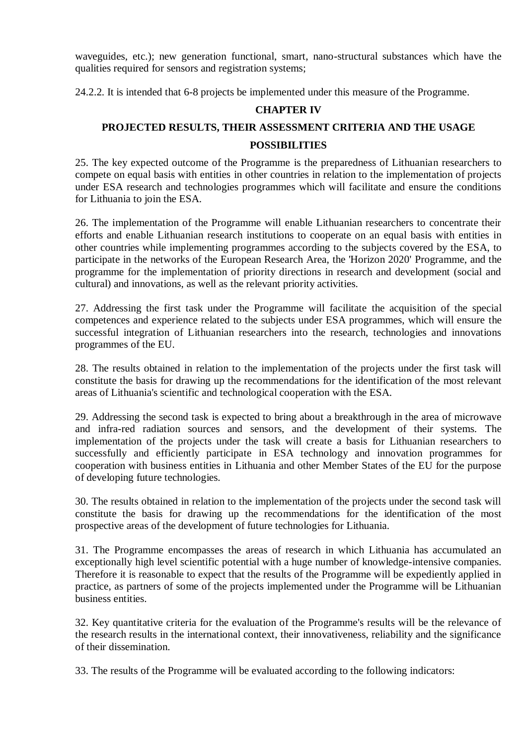waveguides, etc.); new generation functional, smart, nano-structural substances which have the qualities required for sensors and registration systems;

24.2.2. It is intended that 6-8 projects be implemented under this measure of the Programme.

## CHAPTER IV

## PROJECTED RESULTS, THEIR ASSESSMENT CRITERIA AND THE USAGE POSSIBILITIES

25. The key expected outcome of the Programme is the preparedness of Lithuanian researchers to compete on equal basis with entities in other countries in relation to the implementation of projects under ESA research and technologies programmes which will facilitate and ensure the conditions for Lithuania to join the ESA.

26. The implementation of the Programme will enable Lithuanian researchers to concentrate their efforts and enable Lithuanian research institutions to cooperate on an equal basis with entities in other countries while implementing programmes according to the subjects covered by the ESA, to participate in the networks of the European Research Area, the 'Horizon 2020' Programme, and the programme for the implementation of priority directions in research and development (social and cultural) and innovations, as well as the relevant priority activities.

27. Addressing the first task under the Programme will facilitate the acquisition of the special competences and experience related to the subjects under ESA programmes, which will ensure the successful integration of Lithuanian researchers into the research, technologies and innovations programmes of the EU.

28. The results obtained in relation to the implementation of the projects under the first task will constitute the basis for drawing up the recommendations for the identification of the most relevant areas of Lithuania's scientific and technological cooperation with the ESA.

29. Addressing the second task is expected to bring about a breakthrough in the area of microwave and infra-red radiation sources and sensors, and the development of their systems. The implementation of the projects under the task will create a basis for Lithuanian researchers to successfully and efficiently participate in ESA technology and innovation programmes for cooperation with business entities in Lithuania and other Member States of the EU for the purpose of developing future technologies.

30. The results obtained in relation to the implementation of the projects under the second task will constitute the basis for drawing up the recommendations for the identification of the most prospective areas of the development of future technologies for Lithuania.

31. The Programme encompasses the areas of research in which Lithuania has accumulated an exceptionally high level scientific potential with a huge number of knowledge-intensive companies. Therefore it is reasonable to expect that the results of the Programme will be expediently applied in practice, as partners of some of the projects implemented under the Programme will be Lithuanian business entities.

32. Key quantitative criteria for the evaluation of the Programme's results will be the relevance of the research results in the international context, their innovativeness, reliability and the significance of their dissemination.

33. The results of the Programme will be evaluated according to the following indicators: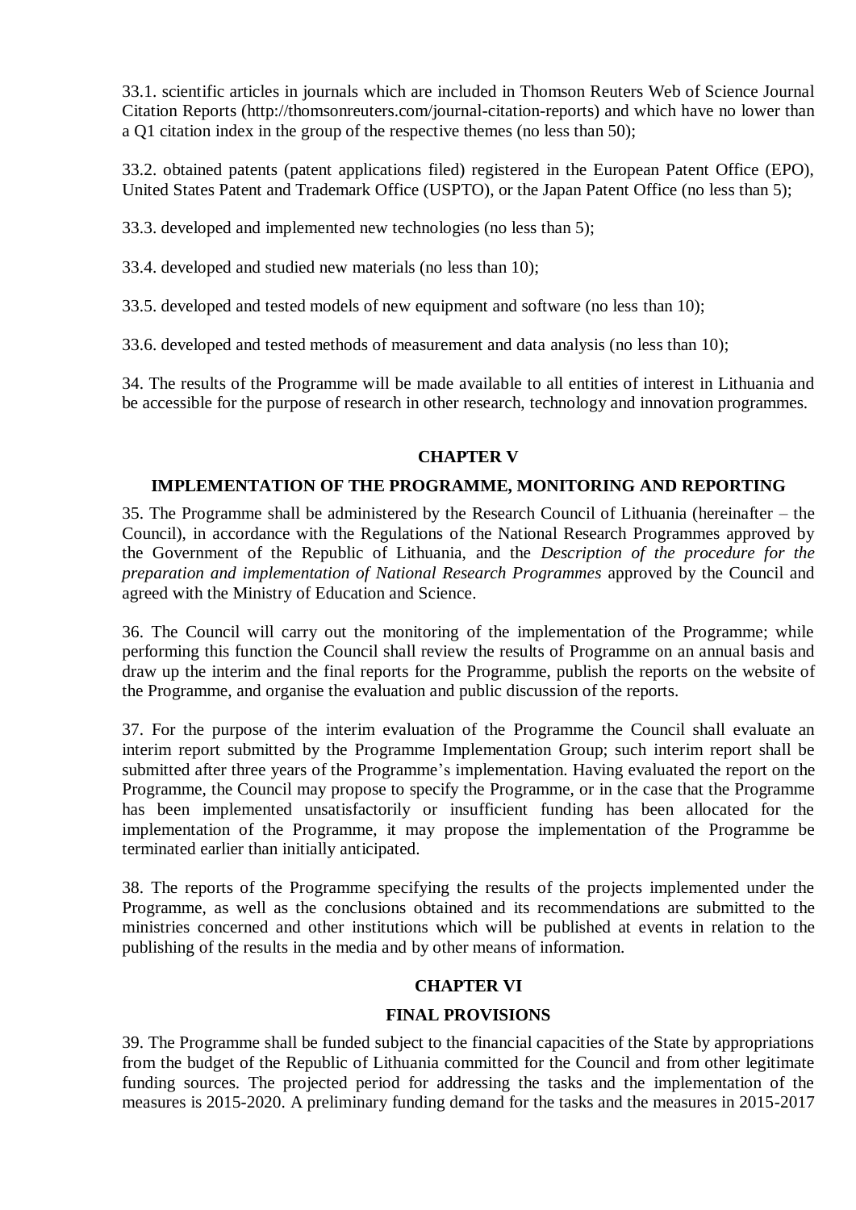33.1. scientific articles in journals which are included in Thomson Reuters Web of Science Journal Citation Reports (http://thomsonreuters.com/journal-citation-reports) and which have no lower than a Q1 citation index in the group of the respective themes (no less than 50);

33.2. obtained patents (patent applications filed) registered in the European Patent Office (EPO), United States Patent and Trademark Office (USPTO), or the Japan Patent Office (no less than 5);

33.3. developed and implemented new technologies (no less than 5);

33.4. developed and studied new materials (no less than 10);

33.5. developed and tested models of new equipment and software (no less than 10);

33.6. developed and tested methods of measurement and data analysis (no less than 10);

34. The results of the Programme will be made available to all entities of interest in Lithuania and be accessible for the purpose of research in other research, technology and innovation programmes.

## CHAPTER V

## IMPLEMENTATION OF THE PROGRAMME, MONITORING AND REPORTING

35. The Programme shall be administered by the Research Council of Lithuania (hereinafter – the Council), in accordance with the Regulations of the National Research Programmes approved by the Government of the Republic of Lithuania, and the *Description of the procedure for the preparation and implementation of National Research Programmes* approved by the Council and agreed with the Ministry of Education and Science.

36. The Council will carry out the monitoring of the implementation of the Programme; while performing this function the Council shall review the results of Programme on an annual basis and draw up the interim and the final reports for the Programme, publish the reports on the website of the Programme, and organise the evaluation and public discussion of the reports.

37. For the purpose of the interim evaluation of the Programme the Council shall evaluate an interim report submitted by the Programme Implementation Group; such interim report shall be submitted after three years of the Programme's implementation. Having evaluated the report on the Programme, the Council may propose to specify the Programme, or in the case that the Programme has been implemented unsatisfactorily or insufficient funding has been allocated for the implementation of the Programme, it may propose the implementation of the Programme be terminated earlier than initially anticipated.

38. The reports of the Programme specifying the results of the projects implemented under the Programme, as well as the conclusions obtained and its recommendations are submitted to the ministries concerned and other institutions which will be published at events in relation to the publishing of the results in the media and by other means of information.

## CHAPTER VI

## FINAL PROVISIONS

39. The Programme shall be funded subject to the financial capacities of the State by appropriations from the budget of the Republic of Lithuania committed for the Council and from other legitimate funding sources. The projected period for addressing the tasks and the implementation of the measures is 2015-2020. A preliminary funding demand for the tasks and the measures in 2015-2017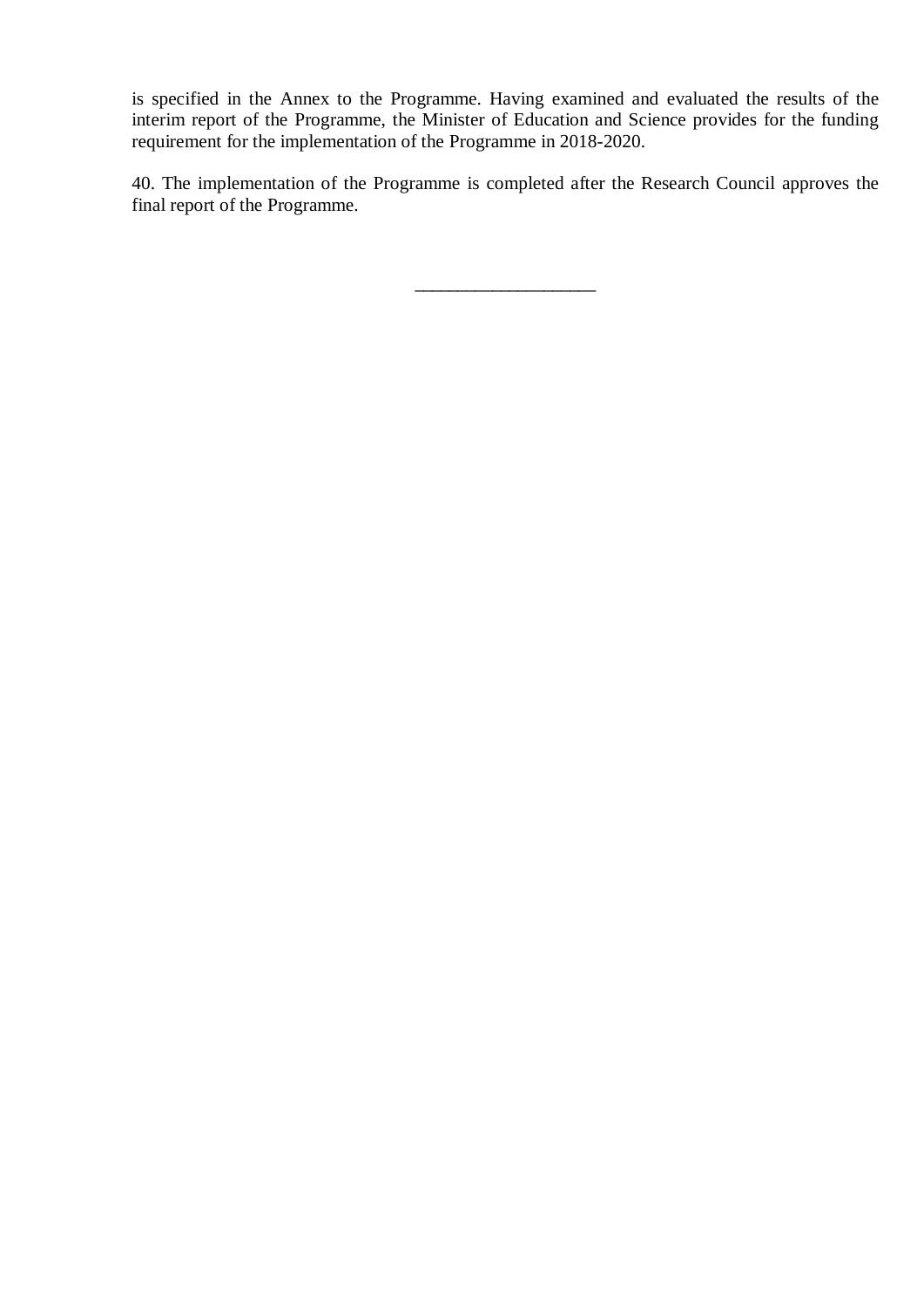is specified in the Annex to the Programme. Having examined and evaluated the results of the interim report of the Programme, the Minister of Education and Science provides for the funding requirement for the implementation of the Programme in 2018-2020.

40. The implementation of the Programme is completed after the Research Council approves the final report of the Programme.

\_\_\_\_\_\_\_\_\_\_\_\_\_\_\_\_\_\_\_\_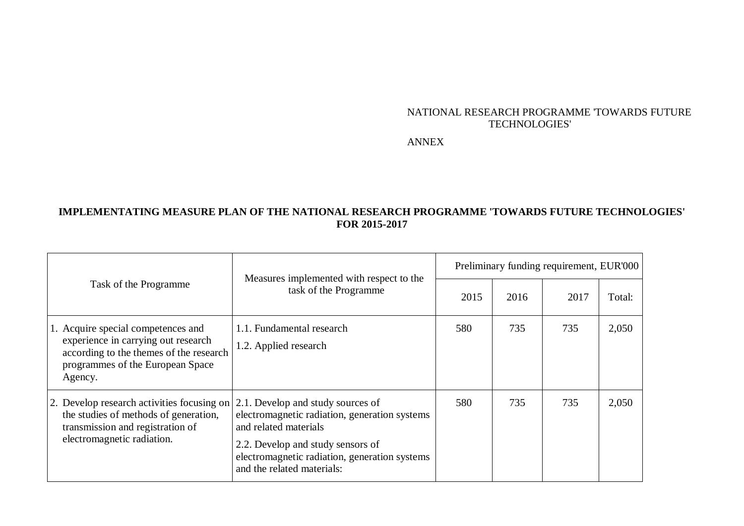NATIONAL RESEARCH PROGRAMME 'TOWARDS FUTURE TECHNOLOGIES'

ANNEX

**IMPLEMENTATING MEASURE PLAN OF THE NATIONAL RESEARCH PROGRAMME 'TOWARDS FUTURE TECHNOLOGIES' FOR 2015-2017**

| Task of the Programme | Measures implemented with respect to the task of the Programme | Preliminary funding requirement, EUR'000 | | | |
|---|---|---|---|---|---|
| | | 2015 | 2016 | 2017 | Total: |
| 1. Acquire special competences and experience in carrying out research according to the themes of the research programmes of the European Space Agency. | 1.1. Fundamental research<br>1.2. Applied research | 580 | 735 | 735 | 2,050 |
| 2. Develop research activities focusing on the studies of methods of generation, transmission and registration of electromagnetic radiation. | 2.1. Develop and study sources of electromagnetic radiation, generation systems and related materials<br>2.2. Develop and study sensors of electromagnetic radiation, generation systems and the related materials: | 580 | 735 | 735 | 2,050 |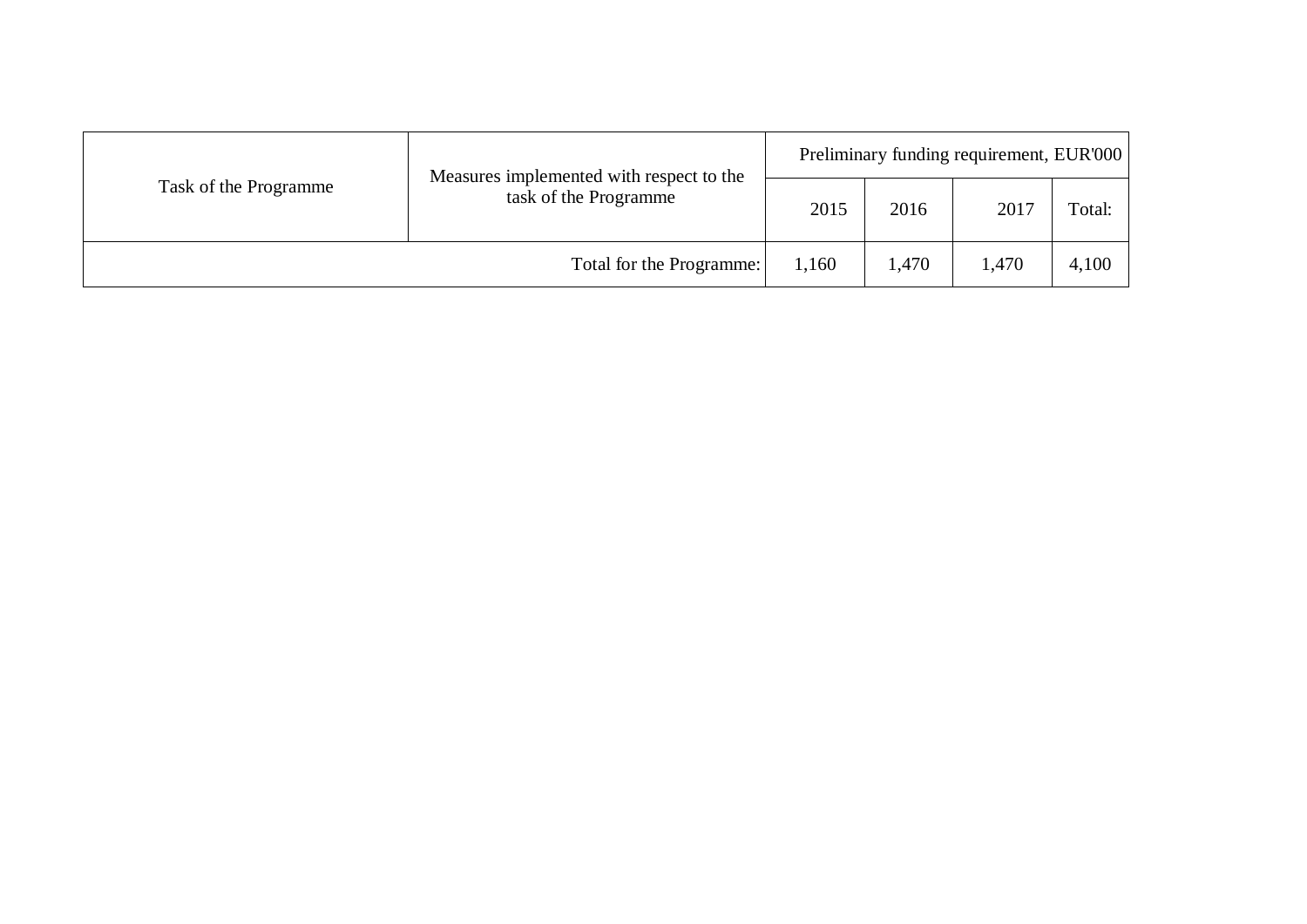| Task of the Programme | Measures implemented with respect to the task of the Programme | Preliminary funding requirement, EUR'000 | | | |
|---|---|---|---|---|---|
| | | 2015 | 2016 | 2017 | Total: |
| Total for the Programme: | | 1,160 | 1,470 | 1,470 | 4,100 |